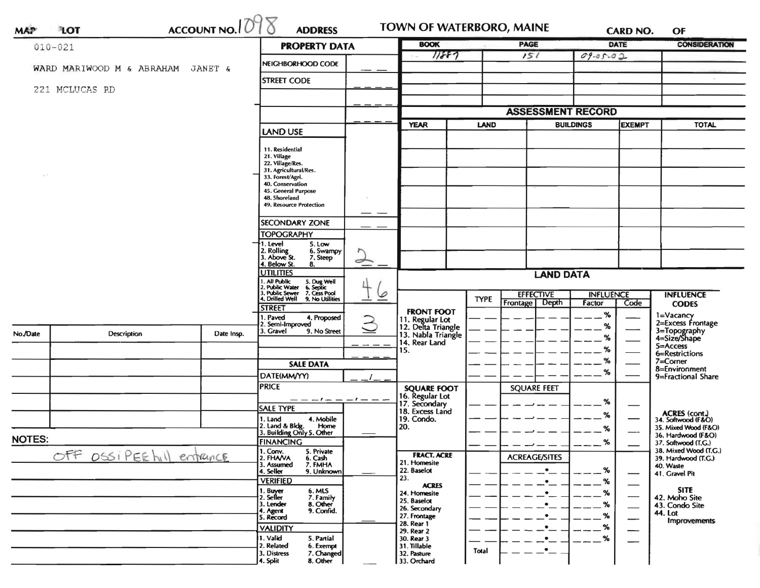MAP LOT ACCOUNT NO. 1098 ADDRESS **TOWN OF WATERBORO, MAINE** CARD NO. OF

010-021

WARD MARIWOOD M & ABRAHAM JANET &

221 MCLUCAS RD

| BOOK | PAGE | DATE | CONSIDERATION |
|---|---|---|---|
| 11887 | 151 | 09-05-02 | |
| | | | |
| | | | |
| | | | |

## PROPERTY DATA

| | |
|---|---|
| NEIGHBORHOOD CODE | |
| STREET CODE | |
| LAND USE (11. Residential, 21. Village, 22. Village/Res., 31. Agricultural/Res., 33. Forest/Agri., 40. Conservation, 45. General Purpose, 48. Shoreland, 49. Resource Protection) | |
| SECONDARY ZONE | |
| TOPOGRAPHY (1. Level, 2. Rolling, 3. Above St., 4. Below St., 5. Low, 6. Swampy, 7. Steep, 8.) | 2 |
| UTILITIES (1. All Public, 2. Public Water, 3. Public Sewer, 4. Drilled Well, 5. Dug Well, 6. Septic, 7. Cess Pool, 9. No Utilities) | 4 6 |
| STREET (1. Paved, 2. Semi-Improved, 3. Gravel, 4. Proposed, 9. No Street) | 3 |

## SALE DATA

| | |
|---|---|
| DATE(MM/YY) | |
| PRICE | |
| SALE TYPE (1. Land, 2. Land & Bldg., 3. Building Only, 4. Mobile Home, 5. Other) | |
| FINANCING (1. Conv., 2. FHA/VA, 3. Assumed, 4. Seller, 5. Private, 6. Cash, 7. FMHA, 9. Unknown) | |
| VERIFIED (1. Buyer, 2. Seller, 3. Lender, 4. Agent, 5. Record, 6. MLS, 7. Family, 8. Other, 9. Confid.) | |
| VALIDITY (1. Valid, 2. Related, 3. Distress, 4. Split, 5. Partial, 6. Exempt, 7. Changed, 8. Other) | |

## ASSESSMENT RECORD

| YEAR | LAND | BUILDINGS | EXEMPT | TOTAL |
|---|---|---|---|---|
| | | | | |

## LAND DATA

| | TYPE | EFFECTIVE Frontage | EFFECTIVE Depth | INFLUENCE Factor | INFLUENCE Code |
|---|---|---|---|---|---|
| FRONT FOOT (11. Regular Lot, 12. Delta Triangle, 13. Nabla Triangle, 14. Rear Land, 15.) | | | | % | |
| SQUARE FOOT (16. Regular Lot, 17. Secondary, 18. Excess Land, 19. Condo., 20.) | | SQUARE FEET | | % | |
| FRACT. ACRE (21. Homesite, 22. Baselot, 23.) ACRES (24. Homesite, 25. Baselot, 26. Secondary, 27. Frontage, 28. Rear 1, 29. Rear 2, 30. Rear 3, 31. Tillable, 32. Pasture, 33. Orchard) | | ACREAGE/SITES | | % | |
| | Total | | | | |

INFLUENCE CODES: 1=Vacancy, 2=Excess Frontage, 3=Topography, 4=Size/Shape, 5=Access, 6=Restrictions, 7=Corner, 8=Environment, 9=Fractional Share

ACRES (cont.): 34. Softwood (F&O), 35. Mixed Wood (F&O), 36. Hardwood (F&O), 37. Softwood (T.G.), 38. Mixed Wood (T.G.), 39. Hardwood (T.G.), 40. Waste, 41. Gravel Pit

SITE: 42. Moho Site, 43. Condo Site, 44. Lot Improvements

| No./Date | Description | Date Insp. |
|---|---|---|
| | | |

NOTES:

OFF OSSIPEE hill entrance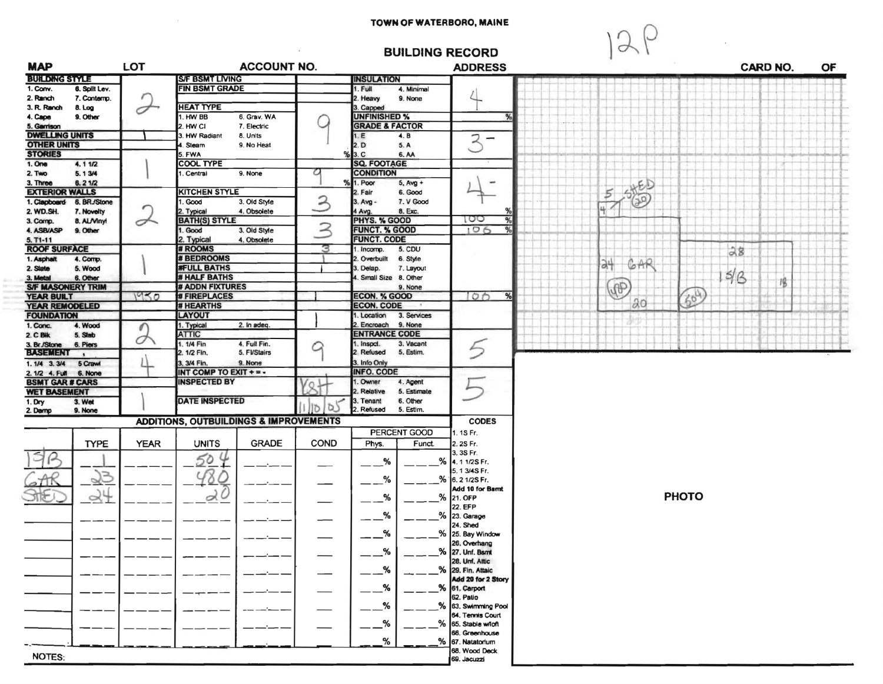TOWN OF WATERBORO, MAINE

12P

# BUILDING RECORD

**MAP** | **LOT** | **ACCOUNT NO.** | **ADDRESS** | **CARD NO.** | **OF**

| Field | Value | Field | Value | Field | Value |
|---|---|---|---|---|---|
| **BUILDING STYLE** 1. Conv. 2. Ranch 3. R. Ranch 4. Cape 5. Garrison 6. Split Lev. 7. Contemp. 8. Log 9. Other | 2 | **S/F BSMT LIVING** | | **INSULATION** 1. Full 2. Heavy 3. Capped 4. Minimal 9. None | 4 |
| **DWELLING UNITS** | 1 | **FIN BSMT GRADE** | | **UNFINISHED %** | % |
| **OTHER UNITS** | | **HEAT TYPE** 1. HW BB 2. HW CI 3. HW Radiant 4. Steam 5. FWA 6. Grav. WA 7. Electric 8. Units 9. No Heat | 9 % | **GRADE & FACTOR** 1. E 2. D 3. C 4. B 5. A 6. AA | 3- |
| **STORIES** 1. One 2. Two 3. Three 4. 1 1/2 5. 1 3/4 6. 2 1/2 | 1 | **COOL TYPE** 1. Central 9. None | 9 % | **SQ. FOOTAGE** | |
| **EXTERIOR WALLS** 1. Clapboard 2. WD.SH. 3. Comp. 4. ASB/ASP 5. T1-11 6. BR./Stone 7. Novelty 8. AL/Vinyl 9. Other | 2 | **KITCHEN STYLE** 1. Good 2. Typical 3. Old Style 4. Obsolete | 3 | **CONDITION** 1. Poor 2. Fair 3. Avg - 4 Avg. 5. Avg + 6. Good 7. V Good 8. Exc. | 4- |
| | | **BATH(S) STYLE** 1. Good 2. Typical 3. Old Style 4. Obsolete | 3 | **PHYS. % GOOD** | 100 % |
| **ROOF SURFACE** 1. Asphalt 2. Slate 3. Metal 4. Comp. 5. Wood 6. Other | 1 | **# ROOMS** | 3 | **FUNCT. % GOOD** | 100 % |
| | | **# BEDROOMS** | 1 | **FUNCT. CODE** 1. Incomp. 2. Overbuilt 3. Delap. 4. Small Size 5. CDU 6. Style 7. Layout 8. Other 9. None | |
| | | **#FULL BATHS** | 1 | | |
| **S/F MASONRY TRIM** | | **# HALF BATHS** | | | |
| | | **# ADDN FIXTURES** | | | |
| **YEAR BUILT** | 1950 | **# FIREPLACES** | 1 | **ECON. % GOOD** | 100 % |
| **YEAR REMODELED** | | **# HEARTHS** | | **ECON. CODE** 1. Location 2. Encroach 3. Services 9. None | |
| **FOUNDATION** 1. Conc. 2. C Blk 3. Br./Stone 4. Wood 5. Slab 6. Piers | 2 | **LAYOUT** 1. Typical 2. In adeq. | 1 | | |
| **BASEMENT** 1. 1/4 2. 1/2 3. 3/4 4. Full 5 Crawl 6. None | 4 | **ATTIC** 1. 1/4 Fin 2. 1/2 Fin. 3. 3/4 Fin. 4. Full Fin. 5. Fl/Stairs 9. None | 9 | **ENTRANCE CODE** 1. Inspct. 2. Refused 3. Info Only 3. Vacant 5. Estim. | 5 |
| **BSMT GAR # CARS** | | **INT COMP TO EXIT + = -** | | **INFO. CODE** 1. Owner 2. Relative 3. Tenant 2. Refused 4. Agent 5. Estimate 6. Other 5. Estim. | 5 |
| **WET BASEMENT** 1. Dry 2. Damp 3. Wet 9. None | 1 | **INSPECTED BY** | KSH | | |
| | | **DATE INSPECTED** | 11/10/05 | | |

Sketch: 5 SHED (20) 4; 24 GAR (480) 20; 28 1S/B (504) 18

## ADDITIONS, OUTBUILDINGS & IMPROVEMENTS

| | TYPE | YEAR | UNITS | GRADE | COND | PERCENT GOOD Phys. | PERCENT GOOD Funct. |
|---|---|---|---|---|---|---|---|
| 1S/B | 1 | | 504 | | | % | % |
| GAR | 23 | | 480 | | | % | % |
| SHED | 24 | | 20 | | | % | % |
| | | | | | | % | % |
| | | | | | | % | % |
| | | | | | | % | % |
| | | | | | | % | % |
| | | | | | | % | % |
| | | | | | | % | % |
| | | | | | | % | % |
| | | | | | | % | % |

**CODES**
1. 1S Fr.
2. 2S Fr.
3. 3S Fr.
4. 1 1/2S Fr.
5. 1 3/4S Fr.
6. 2 1/2S Fr.

Add 10 for Bsmt
21. OFP
22. EFP
23. Garage
24. Shed
25. Bay Window
26. Overhang
27. Unf. Bsmt
28. Unf. Attic
29. Fin. Attaic

Add 20 for 2 Story
61. Carport
62. Patio
63. Swimming Pool
64. Tennis Court
65. Stable w/loft
66. Greenhouse
67. Natatorium
68. Wood Deck
69. Jacuzzi

NOTES:

PHOTO